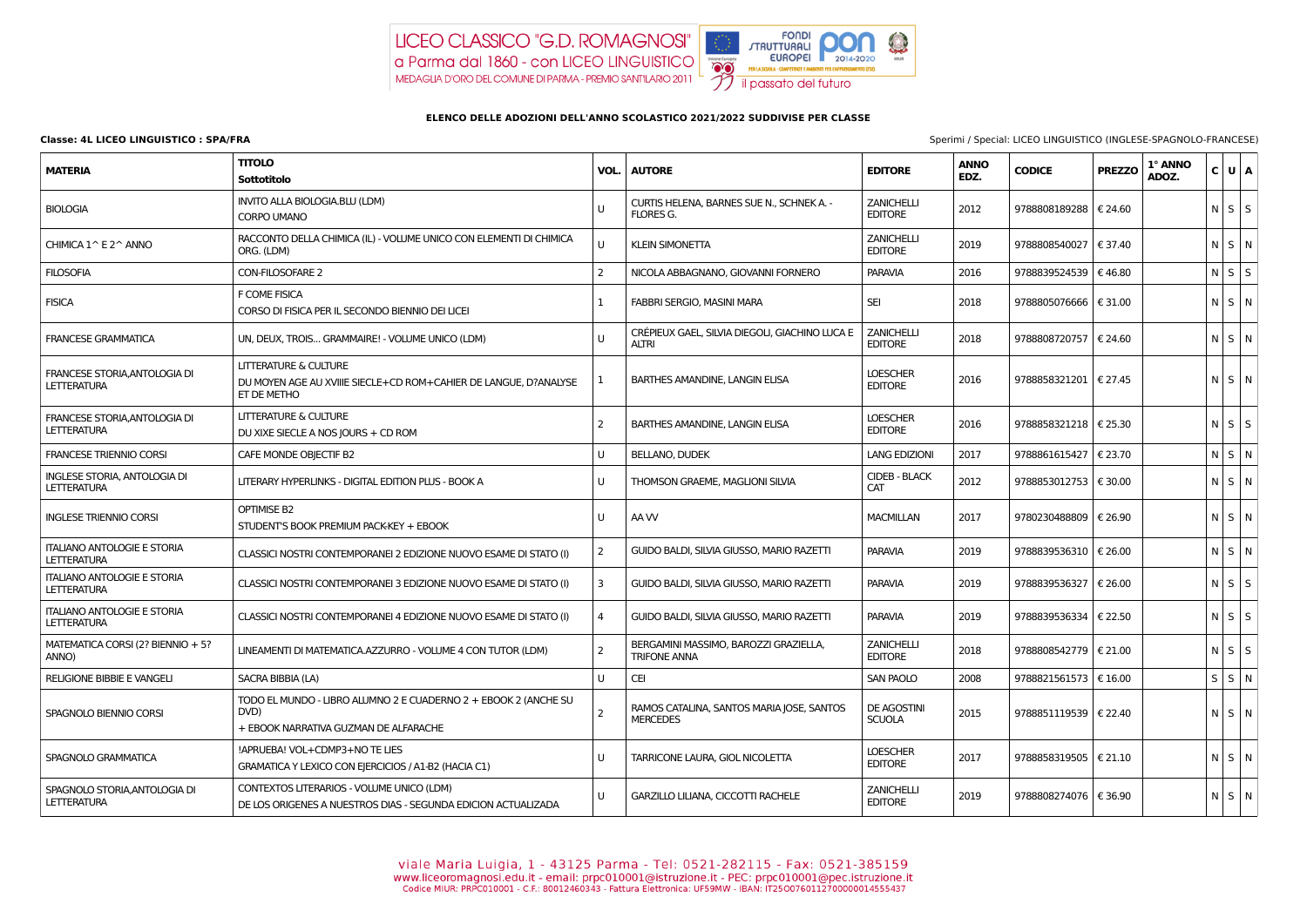LICEO CLASSICO "G.D. ROMAGNOSI"
a Parma dal 1860 - con LICEO LINGUISTICO
MEDAGLIA D'ORO DEL COMUNE DI PARMA - PREMIO SANT'ILARIO 2011

## ELENCO DELLE ADOZIONI DELL'ANNO SCOLASTICO 2021/2022 SUDDIVISE PER CLASSE

**Classe: 4L LICEO LINGUISTICO : SPA/FRA**

Sperimi / Special: LICEO LINGUISTICO (INGLESE-SPAGNOLO-FRANCESE)

| MATERIA | TITOLO<br>Sottotitolo | VOL. | AUTORE | EDITORE | ANNO EDZ. | CODICE | PREZZO | 1° ANNO ADOZ. | C | U | A |
|---|---|---|---|---|---|---|---|---|---|---|---|
| BIOLOGIA | INVITO ALLA BIOLOGIA.BLU (LDM)<br>CORPO UMANO | U | CURTIS HELENA, BARNES SUE N., SCHNEK A. - FLORES G. | ZANICHELLI EDITORE | 2012 | 9788808189288 | € 24.60 | | N | S | S |
| CHIMICA 1^ E 2^ ANNO | RACCONTO DELLA CHIMICA (IL) - VOLUME UNICO CON ELEMENTI DI CHIMICA ORG. (LDM) | U | KLEIN SIMONETTA | ZANICHELLI EDITORE | 2019 | 9788808540027 | € 37.40 | | N | S | N |
| FILOSOFIA | CON-FILOSOFARE 2 | 2 | NICOLA ABBAGNANO, GIOVANNI FORNERO | PARAVIA | 2016 | 9788839524539 | € 46.80 | | N | S | S |
| FISICA | F COME FISICA<br>CORSO DI FISICA PER IL SECONDO BIENNIO DEI LICEI | 1 | FABBRI SERGIO, MASINI MARA | SEI | 2018 | 9788805076666 | € 31.00 | | N | S | N |
| FRANCESE GRAMMATICA | UN, DEUX, TROIS... GRAMMAIRE! - VOLUME UNICO (LDM) | U | CRÉPIEUX GAEL, SILVIA DIEGOLI, GIACHINO LUCA E ALTRI | ZANICHELLI EDITORE | 2018 | 9788808720757 | € 24.60 | | N | S | N |
| FRANCESE STORIA,ANTOLOGIA DI LETTERATURA | LITTERATURE & CULTURE<br>DU MOYEN AGE AU XVIIIE SIECLE+CD ROM+CAHIER DE LANGUE, D?ANALYSE ET DE METHO | 1 | BARTHES AMANDINE, LANGIN ELISA | LOESCHER EDITORE | 2016 | 9788858321201 | € 27.45 | | N | S | N |
| FRANCESE STORIA,ANTOLOGIA DI LETTERATURA | LITTERATURE & CULTURE<br>DU XIXE SIECLE A NOS JOURS + CD ROM | 2 | BARTHES AMANDINE, LANGIN ELISA | LOESCHER EDITORE | 2016 | 9788858321218 | € 25.30 | | N | S | S |
| FRANCESE TRIENNIO CORSI | CAFE MONDE OBJECTIF B2 | U | BELLANO, DUDEK | LANG EDIZIONI | 2017 | 9788861615427 | € 23.70 | | N | S | N |
| INGLESE STORIA, ANTOLOGIA DI LETTERATURA | LITERARY HYPERLINKS - DIGITAL EDITION PLUS - BOOK A | U | THOMSON GRAEME, MAGLIONI SILVIA | CIDEB - BLACK CAT | 2012 | 9788853012753 | € 30.00 | | N | S | N |
| INGLESE TRIENNIO CORSI | OPTIMISE B2<br>STUDENT'S BOOK PREMIUM PACK-KEY + EBOOK | U | AA VV | MACMILLAN | 2017 | 9780230488809 | € 26.90 | | N | S | N |
| ITALIANO ANTOLOGIE E STORIA LETTERATURA | CLASSICI NOSTRI CONTEMPORANEI 2 EDIZIONE NUOVO ESAME DI STATO (I) | 2 | GUIDO BALDI, SILVIA GIUSSO, MARIO RAZETTI | PARAVIA | 2019 | 9788839536310 | € 26.00 | | N | S | N |
| ITALIANO ANTOLOGIE E STORIA LETTERATURA | CLASSICI NOSTRI CONTEMPORANEI 3 EDIZIONE NUOVO ESAME DI STATO (I) | 3 | GUIDO BALDI, SILVIA GIUSSO, MARIO RAZETTI | PARAVIA | 2019 | 9788839536327 | € 26.00 | | N | S | S |
| ITALIANO ANTOLOGIE E STORIA LETTERATURA | CLASSICI NOSTRI CONTEMPORANEI 4 EDIZIONE NUOVO ESAME DI STATO (I) | 4 | GUIDO BALDI, SILVIA GIUSSO, MARIO RAZETTI | PARAVIA | 2019 | 9788839536334 | € 22.50 | | N | S | S |
| MATEMATICA CORSI (2? BIENNIO + 5? ANNO) | LINEAMENTI DI MATEMATICA.AZZURRO - VOLUME 4 CON TUTOR (LDM) | 2 | BERGAMINI MASSIMO, BAROZZI GRAZIELLA, TRIFONE ANNA | ZANICHELLI EDITORE | 2018 | 9788808542779 | € 21.00 | | N | S | S |
| RELIGIONE BIBBIE E VANGELI | SACRA BIBBIA (LA) | U | CEI | SAN PAOLO | 2008 | 9788821561573 | € 16.00 | | S | S | N |
| SPAGNOLO BIENNIO CORSI | TODO EL MUNDO - LIBRO ALUMNO 2 E CUADERNO 2 + EBOOK 2 (ANCHE SU DVD)<br>+ EBOOK NARRATIVA GUZMAN DE ALFARACHE | 2 | RAMOS CATALINA, SANTOS MARIA JOSE, SANTOS MERCEDES | DE AGOSTINI SCUOLA | 2015 | 9788851119539 | € 22.40 | | N | S | N |
| SPAGNOLO GRAMMATICA | !APRUEBA! VOL+CDMP3+NO TE LIES<br>GRAMATICA Y LEXICO CON EJERCICIOS / A1-B2 (HACIA C1) | U | TARRICONE LAURA, GIOL NICOLETTA | LOESCHER EDITORE | 2017 | 9788858319505 | € 21.10 | | N | S | N |
| SPAGNOLO STORIA,ANTOLOGIA DI LETTERATURA | CONTEXTOS LITERARIOS - VOLUME UNICO (LDM)<br>DE LOS ORIGENES A NUESTROS DIAS - SEGUNDA EDICION ACTUALIZADA | U | GARZILLO LILIANA, CICCOTTI RACHELE | ZANICHELLI EDITORE | 2019 | 9788808274076 | € 36.90 | | N | S | N |

viale Maria Luigia, 1 - 43125 Parma - Tel: 0521-282115 - Fax: 0521-385159
www.liceoromagnosi.edu.it - email: prpc010001@istruzione.it - PEC: prpc010001@pec.istruzione.it
Codice MIUR: PRPC010001 - C.F.: 80012460343 - Fattura Elettronica: UF59MW - IBAN: IT25O0760112700000014555437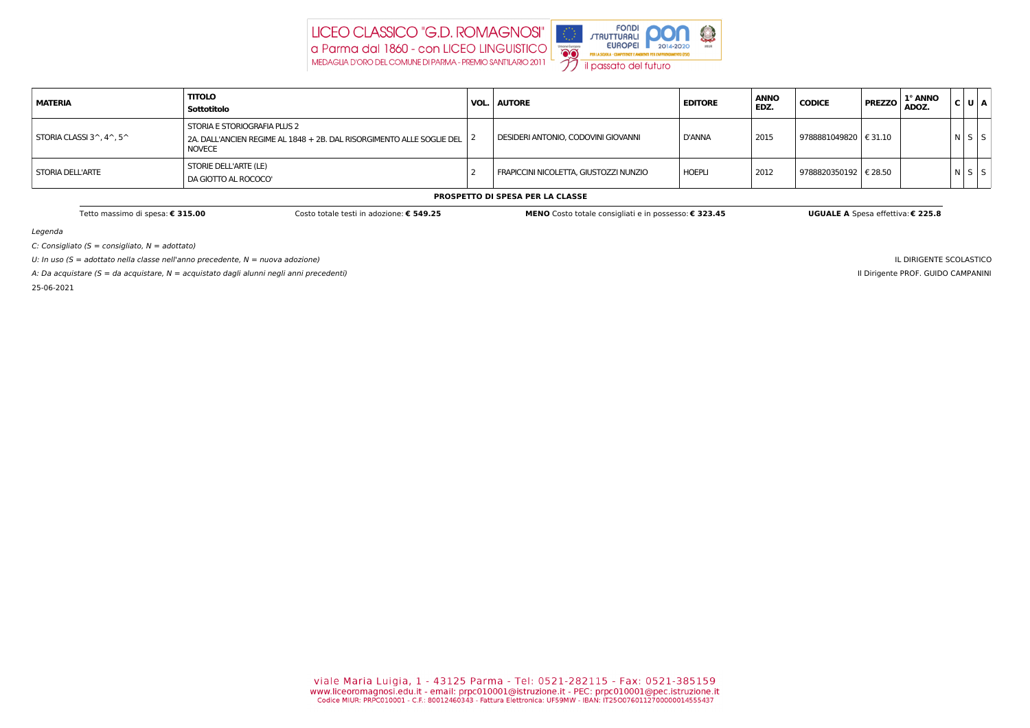| MATERIA | TITOLO<br>Sottotitolo | VOL. | AUTORE | EDITORE | ANNO EDZ. | CODICE | PREZZO | 1° ANNO ADOZ. | C | U | A |
|---|---|---|---|---|---|---|---|---|---|---|---|
| STORIA CLASSI 3^, 4^, 5^ | STORIA E STORIOGRAFIA PLUS 2<br>2A. DALL'ANCIEN REGIME AL 1848 + 2B. DAL RISORGIMENTO ALLE SOGLIE DEL NOVECE | 2 | DESIDERI ANTONIO, CODOVINI GIOVANNI | D'ANNA | 2015 | 9788881049820 | € 31.10 | | N | S | S |
| STORIA DELL'ARTE | STORIE DELL'ARTE (LE)<br>DA GIOTTO AL ROCOCO' | 2 | FRAPICCINI NICOLETTA, GIUSTOZZI NUNZIO | HOEPLI | 2012 | 9788820350192 | € 28.50 | | N | S | S |

**PROSPETTO DI SPESA PER LA CLASSE**

Tetto massimo di spesa: **€ 315.00** — Costo totale testi in adozione: **€ 549.25** — **MENO** Costo totale consigliati e in possesso: **€ 323.45** — **UGUALE A** Spesa effettiva: **€ 225.8**

*Legenda*

*C: Consigliato (S = consigliato, N = adottato)*

*U: In uso (S = adottato nella classe nell'anno precedente, N = nuova adozione)*

*A: Da acquistare (S = da acquistare, N = acquistato dagli alunni negli anni precedenti)*

25-06-2021

IL DIRIGENTE SCOLASTICO

Il Dirigente PROF. GUIDO CAMPANINI